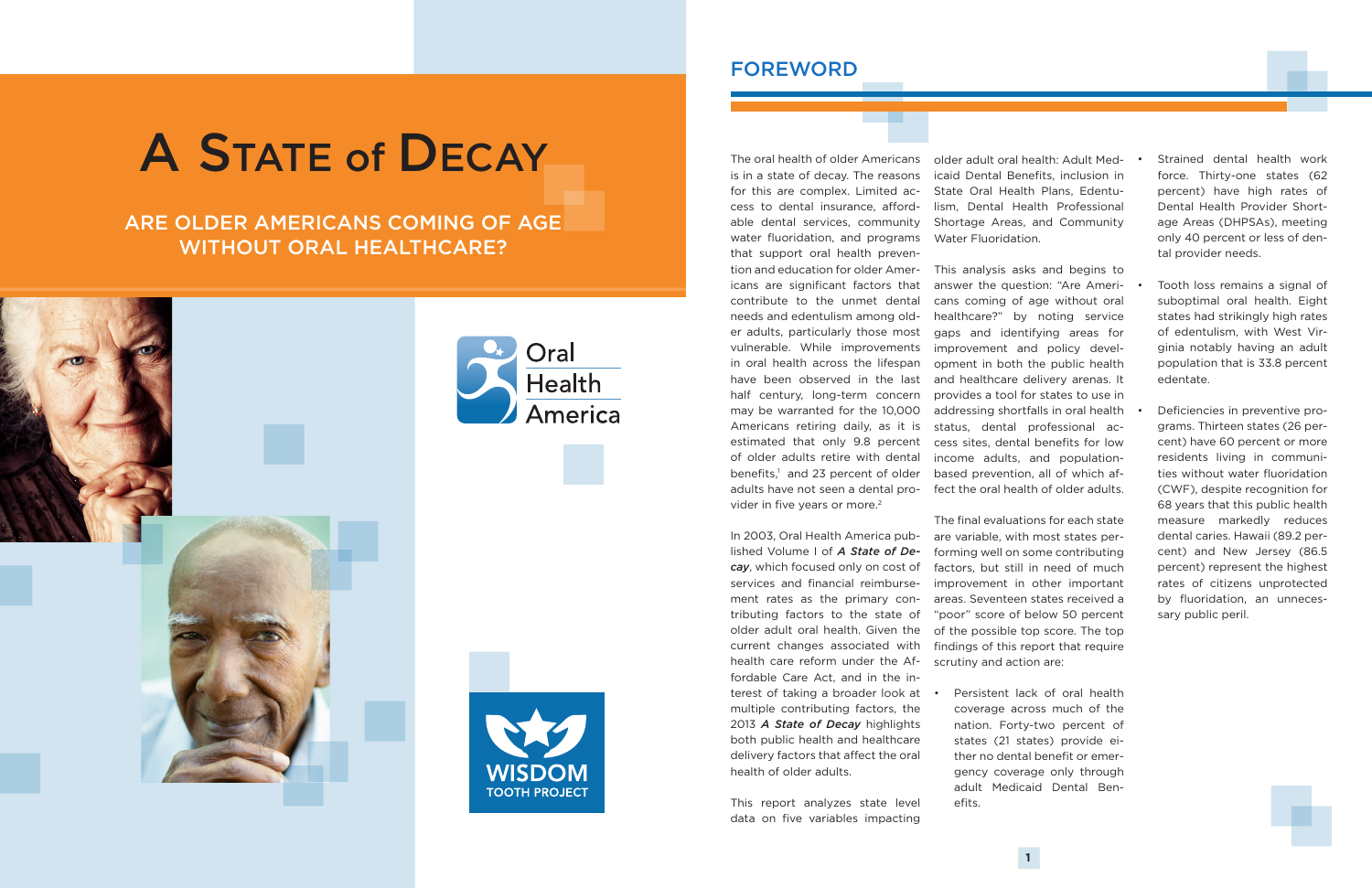# A State of Decay

## Are Older Americans Coming of Age Without Oral Healthcare?

Oral Health America

WISDOM TOOTH PROJECT

## FOREWORD

The oral health of older Americans is in a state of decay. The reasons for this are complex. Limited access to dental insurance, affordable dental services, community water fluoridation, and programs that support oral health prevention and education for older Americans are significant factors that contribute to the unmet dental needs and edentulism among older adults, particularly those most vulnerable. While improvements in oral health across the lifespan have been observed in the last half century, long-term concern may be warranted for the 10,000 Americans retiring daily, as it is estimated that only 9.8 percent of older adults retire with dental benefits,[1] and 23 percent of older adults have not seen a dental provider in five years or more.[2]

In 2003, Oral Health America published Volume I of ***A State of Decay***, which focused only on cost of services and financial reimbursement rates as the primary contributing factors to the state of older adult oral health. Given the current changes associated with health care reform under the Affordable Care Act, and in the interest of taking a broader look at multiple contributing factors, the 2013 ***A State of Decay*** highlights both public health and healthcare delivery factors that affect the oral health of older adults.

This report analyzes state level data on five variables impacting older adult oral health: Adult Medicaid Dental Benefits, inclusion in State Oral Health Plans, Edentulism, Dental Health Professional Shortage Areas, and Community Water Fluoridation.

This analysis asks and begins to answer the question: "Are Americans coming of age without oral healthcare?" by noting service gaps and identifying areas for improvement and policy development in both the public health and healthcare delivery arenas. It provides a tool for states to use in addressing shortfalls in oral health status, dental professional access sites, dental benefits for low income adults, and population-based prevention, all of which affect the oral health of older adults.

The final evaluations for each state are variable, with most states performing well on some contributing factors, but still in need of much improvement in other important areas. Seventeen states received a "poor" score of below 50 percent of the possible top score. The top findings of this report that require scrutiny and action are:

- Persistent lack of oral health coverage across much of the nation. Forty-two percent of states (21 states) provide either no dental benefit or emergency coverage only through adult Medicaid Dental Benefits.
- Strained dental health work force. Thirty-one states (62 percent) have high rates of Dental Health Provider Shortage Areas (DHPSAs), meeting only 40 percent or less of dental provider needs.
- Tooth loss remains a signal of suboptimal oral health. Eight states had strikingly high rates of edentulism, with West Virginia notably having an adult population that is 33.8 percent edentate.
- Deficiencies in preventive programs. Thirteen states (26 percent) have 60 percent or more residents living in communities without water fluoridation (CWF), despite recognition for 68 years that this public health measure markedly reduces dental caries. Hawaii (89.2 percent) and New Jersey (86.5 percent) represent the highest rates of citizens unprotected by fluoridation, an unnecessary public peril.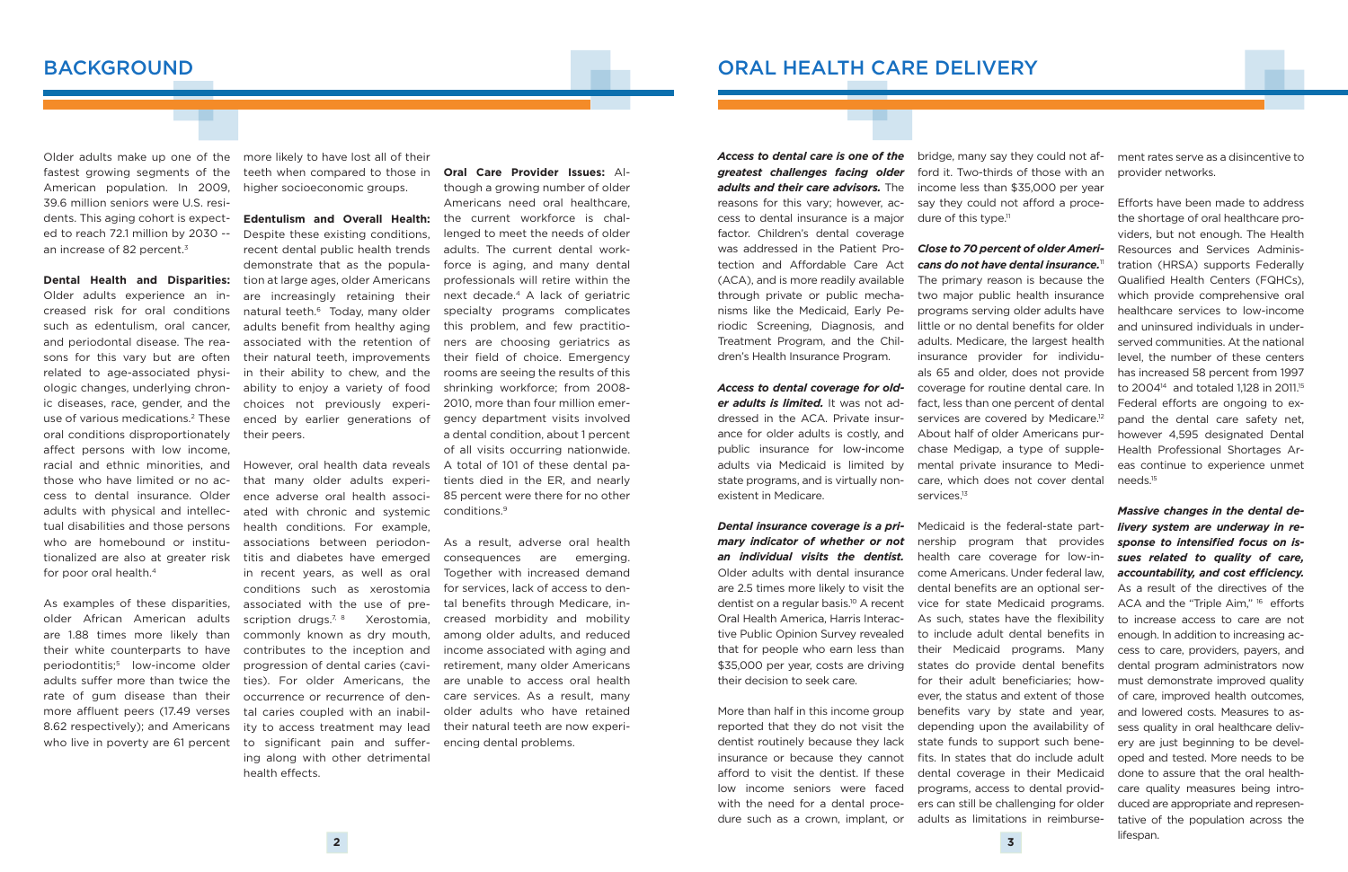# BACKGROUND

Older adults make up one of the fastest growing segments of the American population. In 2009, 39.6 million seniors were U.S. residents. This aging cohort is expected to reach 72.1 million by 2030 -- an increase of 82 percent.[3]

**Dental Health and Disparities:** Older adults experience an increased risk for oral conditions such as edentulism, oral cancer, and periodontal disease. The reasons for this vary but are often related to age-associated physiologic changes, underlying chronic diseases, race, gender, and the use of various medications.[2] These oral conditions disproportionately affect persons with low income, racial and ethnic minorities, and those who have limited or no access to dental insurance. Older adults with physical and intellectual disabilities and those persons who are homebound or institutionalized are also at greater risk for poor oral health.[4]

As examples of these disparities, older African American adults are 1.88 times more likely than their white counterparts to have periodontitis;[5] low-income older adults suffer more than twice the rate of gum disease than their more affluent peers (17.49 verses 8.62 respectively); and Americans who live in poverty are 61 percent more likely to have lost all of their teeth when compared to those in higher socioeconomic groups.

**Edentulism and Overall Health:** Despite these existing conditions, recent dental public health trends demonstrate that as the population at large ages, older Americans are increasingly retaining their natural teeth.[6] Today, many older adults benefit from healthy aging associated with the retention of their natural teeth, improvements in their ability to chew, and the ability to enjoy a variety of food choices not previously experienced by earlier generations of their peers.

However, oral health data reveals that many older adults experience adverse oral health associated with chronic and systemic health conditions. For example, associations between periodontitis and diabetes have emerged in recent years, as well as oral conditions such as xerostomia associated with the use of prescription drugs.[7, 8] Xerostomia, commonly known as dry mouth, contributes to the inception and progression of dental caries (cavities). For older Americans, the occurrence or recurrence of dental caries coupled with an inability to access treatment may lead to significant pain and suffering along with other detrimental health effects.

**Oral Care Provider Issues:** Although a growing number of older Americans need oral healthcare, the current workforce is challenged to meet the needs of older adults. The current dental workforce is aging, and many dental professionals will retire within the next decade.[4] A lack of geriatric specialty programs complicates this problem, and few practitioners are choosing geriatrics as their field of choice. Emergency rooms are seeing the results of this shrinking workforce; from 2008-2010, more than four million emergency department visits involved a dental condition, about 1 percent of all visits occurring nationwide. A total of 101 of these dental patients died in the ER, and nearly 85 percent were there for no other conditions.[9]

As a result, adverse oral health consequences are emerging. Together with increased demand for services, lack of access to dental benefits through Medicare, increased morbidity and mobility among older adults, and reduced income associated with aging and retirement, many older Americans are unable to access oral health care services. As a result, many older adults who have retained their natural teeth are now experiencing dental problems.

# ORAL HEALTH CARE DELIVERY

***Access to dental care is one of the greatest challenges facing older adults and their care advisors.*** The reasons for this vary; however, access to dental insurance is a major factor. Children's dental coverage was addressed in the Patient Protection and Affordable Care Act (ACA), and is more readily available through private or public mechanisms like the Medicaid, Early Periodic Screening, Diagnosis, and Treatment Program, and the Children's Health Insurance Program.

***Access to dental coverage for older adults is limited.*** It was not addressed in the ACA. Private insurance for older adults is costly, and public insurance for low-income adults via Medicaid is limited by state programs, and is virtually nonexistent in Medicare.

***Dental insurance coverage is a primary indicator of whether or not an individual visits the dentist.*** Older adults with dental insurance are 2.5 times more likely to visit the dentist on a regular basis.[10] A recent Oral Health America, Harris Interactive Public Opinion Survey revealed that for people who earn less than $35,000 per year, costs are driving their decision to seek care.

More than half in this income group reported that they do not visit the dentist routinely because they lack insurance or because they cannot afford to visit the dentist. If these low income seniors were faced with the need for a dental procedure such as a crown, implant, or bridge, many say they could not afford it. Two-thirds of those with an income less than $35,000 per year say they could not afford a procedure of this type.[11]

***Close to 70 percent of older Americans do not have dental insurance.***[11] The primary reason is because the two major public health insurance programs serving older adults have little or no dental benefits for older adults. Medicare, the largest health insurance provider for individuals 65 and older, does not provide coverage for routine dental care. In fact, less than one percent of dental services are covered by Medicare.[12] About half of older Americans purchase Medigap, a type of supplemental private insurance to Medicare, which does not cover dental services.[13]

Medicaid is the federal-state partnership program that provides health care coverage for low-income Americans. Under federal law, dental benefits are an optional service for state Medicaid programs. As such, states have the flexibility to include adult dental benefits in their Medicaid programs. Many states do provide dental benefits for their adult beneficiaries; however, the status and extent of those benefits vary by state and year, depending upon the availability of state funds to support such benefits. In states that do include adult dental coverage in their Medicaid programs, access to dental providers can still be challenging for older adults as limitations in reimbursement rates serve as a disincentive to provider networks.

Efforts have been made to address the shortage of oral healthcare providers, but not enough. The Health Resources and Services Administration (HRSA) supports Federally Qualified Health Centers (FQHCs), which provide comprehensive oral healthcare services to low-income and uninsured individuals in underserved communities. At the national level, the number of these centers has increased 58 percent from 1997 to 2004[14] and totaled 1,128 in 2011.[15] Federal efforts are ongoing to expand the dental care safety net, however 4,595 designated Dental Health Professional Shortages Areas continue to experience unmet needs.[15]

***Massive changes in the dental delivery system are underway in response to intensified focus on issues related to quality of care, accountability, and cost efficiency.*** As a result of the directives of the ACA and the "Triple Aim," [16] efforts to increase access to care are not enough. In addition to increasing access to care, providers, payers, and dental program administrators now must demonstrate improved quality of care, improved health outcomes, and lowered costs. Measures to assess quality in oral healthcare delivery are just beginning to be developed and tested. More needs to be done to assure that the oral healthcare quality measures being introduced are appropriate and representative of the population across the lifespan.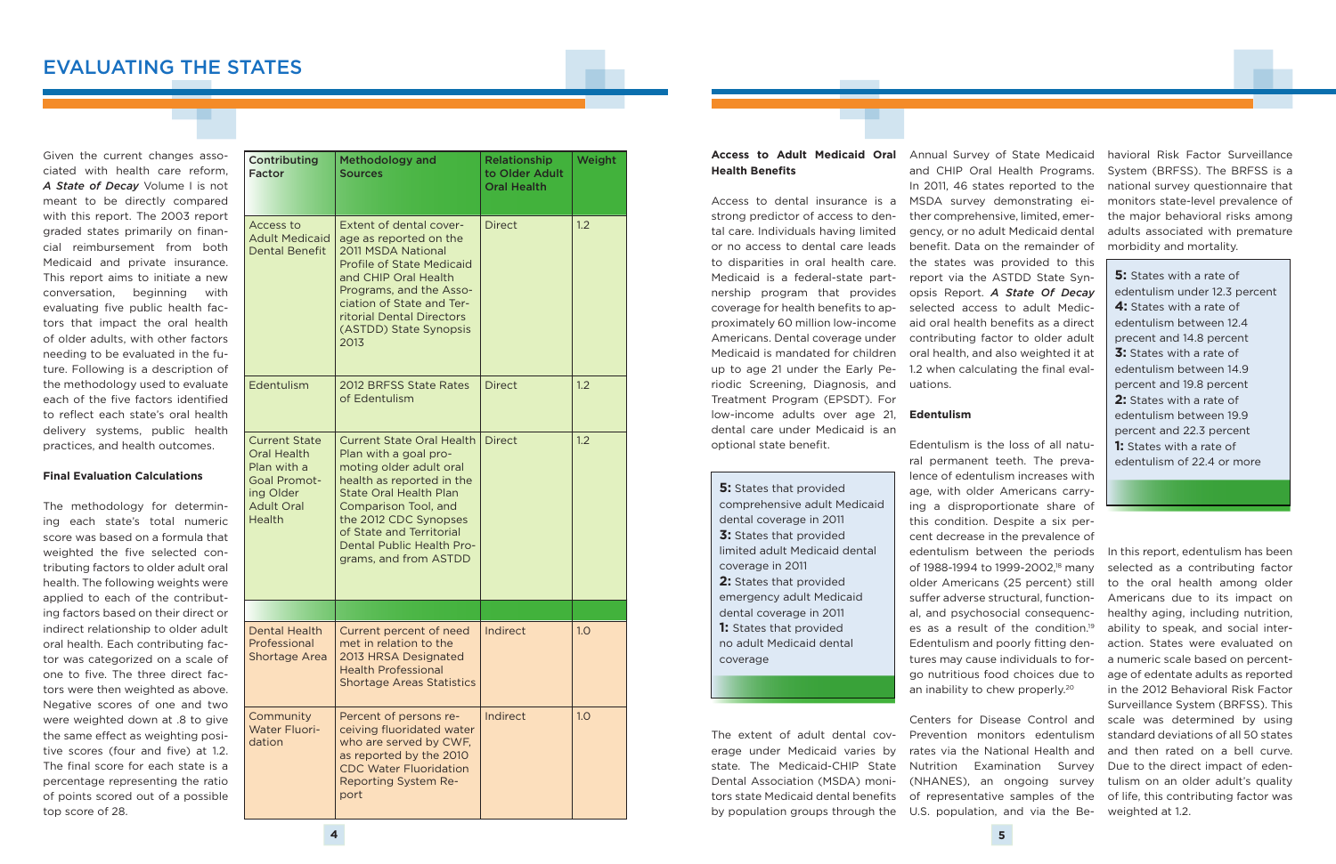# EVALUATING THE STATES

Given the current changes associated with health care reform, *A State of Decay* Volume I is not meant to be directly compared with this report. The 2003 report graded states primarily on financial reimbursement from both Medicaid and private insurance. This report aims to initiate a new conversation, beginning with evaluating five public health factors that impact the oral health of older adults, with other factors needing to be evaluated in the future. Following is a description of the methodology used to evaluate each of the five factors identified to reflect each state's oral health delivery systems, public health practices, and health outcomes.

### Final Evaluation Calculations

The methodology for determining each state's total numeric score was based on a formula that weighted the five selected contributing factors to older adult oral health. The following weights were applied to each of the contributing factors based on their direct or indirect relationship to older adult oral health. Each contributing factor was categorized on a scale of one to five. The three direct factors were then weighted as above. Negative scores of one and two were weighted down at .8 to give the same effect as weighting positive scores (four and five) at 1.2. The final score for each state is a percentage representing the ratio of points scored out of a possible top score of 28.

| Contributing Factor | Methodology and Sources | Relationship to Older Adult Oral Health | Weight |
|---|---|---|---|
| Access to Adult Medicaid Dental Benefit | Extent of dental coverage as reported on the 2011 MSDA National Profile of State Medicaid and CHIP Oral Health Programs, and the Association of State and Territorial Dental Directors (ASTDD) State Synopsis 2013 | Direct | 1.2 |
| Edentulism | 2012 BRFSS State Rates of Edentulism | Direct | 1.2 |
| Current State Oral Health Plan with a Goal Promoting Older Adult Oral Health | Current State Oral Health Plan with a goal promoting older adult oral health as reported in the State Oral Health Plan Comparison Tool, and the 2012 CDC Synopses of State and Territorial Dental Public Health Programs, and from ASTDD | Direct | 1.2 |
| Dental Health Professional Shortage Area | Current percent of need met in relation to the 2013 HRSA Designated Health Professional Shortage Areas Statistics | Indirect | 1.0 |
| Community Water Fluoridation | Percent of persons receiving fluoridated water who are served by CWF, as reported by the 2010 CDC Water Fluoridation Reporting System Report | Indirect | 1.0 |

### Access to Adult Medicaid Oral Health Benefits

Access to dental insurance is a strong predictor of access to dental care. Individuals having limited or no access to dental care leads to disparities in oral health care. Medicaid is a federal-state partnership program that provides coverage for health benefits to approximately 60 million low-income Americans. Dental coverage under Medicaid is mandated for children up to age 21 under the Early Periodic Screening, Diagnosis, and Treatment Program (EPSDT). For low-income adults over age 21, dental care under Medicaid is an optional state benefit.

**5:** States that provided comprehensive adult Medicaid dental coverage in 2011
**3:** States that provided limited adult Medicaid dental coverage in 2011
**2:** States that provided emergency adult Medicaid dental coverage in 2011
**1:** States that provided no adult Medicaid dental coverage

The extent of adult dental coverage under Medicaid varies by state. The Medicaid-CHIP State Dental Association (MSDA) monitors state Medicaid dental benefits by population groups through the Annual Survey of State Medicaid and CHIP Oral Health Programs. In 2011, 46 states reported to the MSDA survey demonstrating either comprehensive, limited, emergency, or no adult Medicaid dental benefit. Data on the remainder of the states was provided to this report via the ASTDD State Synopsis Report. *A State Of Decay* selected access to adult Medicaid oral health benefits as a direct contributing factor to older adult oral health, and also weighted it at 1.2 when calculating the final evaluations.

### Edentulism

Edentulism is the loss of all natural permanent teeth. The prevalence of edentulism increases with age, with older Americans carrying a disproportionate share of this condition. Despite a six percent decrease in the prevalence of edentulism between the periods of 1988-1994 to 1999-2002,[18] many older Americans (25 percent) still suffer adverse structural, functional, and psychosocial consequences as a result of the condition.[19] Edentulism and poorly fitting dentures may cause individuals to forgo nutritious food choices due to an inability to chew properly.[20]

Centers for Disease Control and Prevention monitors edentulism rates via the National Health and Nutrition Examination Survey (NHANES), an ongoing survey of representative samples of the U.S. population, and via the Behavioral Risk Factor Surveillance System (BRFSS). The BRFSS is a national survey questionnaire that monitors state-level prevalence of the major behavioral risks among adults associated with premature morbidity and mortality.

**5:** States with a rate of edentulism under 12.3 percent
**4:** States with a rate of edentulism between 12.4 precent and 14.8 percent
**3:** States with a rate of edentulism between 14.9 percent and 19.8 percent
**2:** States with a rate of edentulism between 19.9 percent and 22.3 percent
**1:** States with a rate of edentulism of 22.4 or more

In this report, edentulism has been selected as a contributing factor to the oral health among older Americans due to its impact on healthy aging, including nutrition, ability to speak, and social interaction. States were evaluated on a numeric scale based on percentage of edentate adults as reported in the 2012 Behavioral Risk Factor Surveillance System (BRFSS). This scale was determined by using standard deviations of all 50 states and then rated on a bell curve. Due to the direct impact of edentulism on an older adult's quality of life, this contributing factor was weighted at 1.2.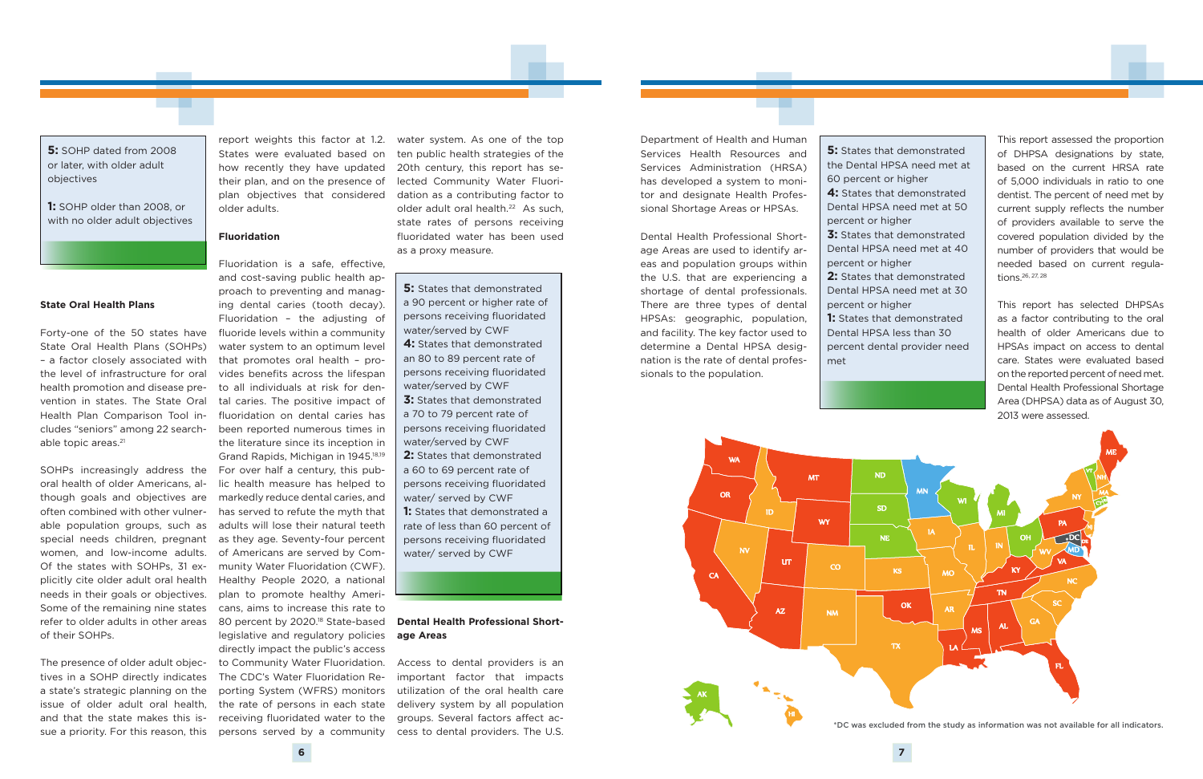**5:** SOHP dated from 2008 or later, with older adult objectives

**1:** SOHP older than 2008, or with no older adult objectives

### State Oral Health Plans

Forty-one of the 50 states have State Oral Health Plans (SOHPs) – a factor closely associated with the level of infrastructure for oral health promotion and disease prevention in states. The State Oral Health Plan Comparison Tool includes "seniors" among 22 searchable topic areas.[21]

SOHPs increasingly address the oral health of older Americans, although goals and objectives are often combined with other vulnerable population groups, such as special needs children, pregnant women, and low-income adults. Of the states with SOHPs, 31 explicitly cite older adult oral health needs in their goals or objectives. Some of the remaining nine states refer to older adults in other areas of their SOHPs.

The presence of older adult objectives in a SOHP directly indicates a state's strategic planning on the issue of older adult oral health, and that the state makes this issue a priority. For this reason, this report weights this factor at 1.2. States were evaluated based on how recently they have updated their plan, and on the presence of plan objectives that considered older adults.

### Fluoridation

Fluoridation is a safe, effective, and cost-saving public health approach to preventing and managing dental caries (tooth decay). Fluoridation – the adjusting of fluoride levels within a community water system to an optimum level that promotes oral health – provides benefits across the lifespan to all individuals at risk for dental caries. The positive impact of fluoridation on dental caries has been reported numerous times in the literature since its inception in Grand Rapids, Michigan in 1945.[18,19] For over half a century, this public health measure has helped to markedly reduce dental caries, and has served to refute the myth that adults will lose their natural teeth as they age. Seventy-four percent of Americans are served by Community Water Fluoridation (CWF). Healthy People 2020, a national plan to promote healthy Americans, aims to increase this rate to 80 percent by 2020.[18] State-based legislative and regulatory policies directly impact the public's access to Community Water Fluoridation. The CDC's Water Fluoridation Reporting System (WFRS) monitors the rate of persons in each state receiving fluoridated water to the persons served by a community water system. As one of the top ten public health strategies of the 20th century, this report has selected Community Water Fluoridation as a contributing factor to older adult oral health.[22] As such, state rates of persons receiving fluoridated water has been used as a proxy measure.

**5:** States that demonstrated a 90 percent or higher rate of persons receiving fluoridated water/served by CWF

**4:** States that demonstrated an 80 to 89 percent rate of persons receiving fluoridated water/served by CWF

**3:** States that demonstrated a 70 to 79 percent rate of persons receiving fluoridated water/served by CWF

**2:** States that demonstrated a 60 to 69 percent rate of persons receiving fluoridated water/ served by CWF

**1:** States that demonstrated a rate of less than 60 percent of persons receiving fluoridated water/ served by CWF

### Dental Health Professional Shortage Areas

Access to dental providers is an important factor that impacts utilization of the oral health care delivery system by all population groups. Several factors affect access to dental providers. The U.S. Department of Health and Human Services Health Resources and Services Administration (HRSA) has developed a system to monitor and designate Health Professional Shortage Areas or HPSAs.

Dental Health Professional Shortage Areas are used to identify areas and population groups within the U.S. that are experiencing a shortage of dental professionals. There are three types of dental HPSAs: geographic, population, and facility. The key factor used to determine a Dental HPSA designation is the rate of dental professionals to the population.

**5:** States that demonstrated the Dental HPSA need met at 60 percent or higher

**4:** States that demonstrated Dental HPSA need met at 50 percent or higher

**3:** States that demonstrated Dental HPSA need met at 40 percent or higher

**2:** States that demonstrated Dental HPSA need met at 30 percent or higher

**1:** States that demonstrated Dental HPSA less than 30 percent dental provider need met

This report assessed the proportion of DHPSA designations by state, based on the current HRSA rate of 5,000 individuals in ratio to one dentist. The percent of need met by current supply reflects the number of providers available to serve the covered population divided by the number of providers that would be needed based on current regulations.[26, 27, 28]

This report has selected DHPSAs as a factor contributing to the oral health of older Americans due to HPSAs impact on access to dental care. States were evaluated based on the reported percent of need met. Dental Health Professional Shortage Area (DHPSA) data as of August 30, 2013 were assessed.

*DC was excluded from the study as information was not available for all indicators.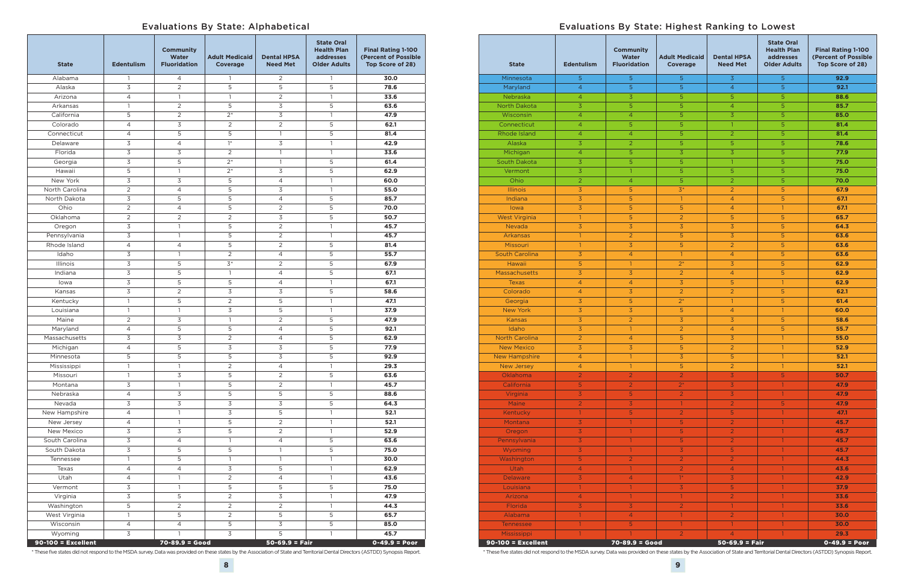## Evaluations By State: Alphabetical

| State | Edentulism | Community Water Fluoridation | Adult Medicaid Coverage | Dental HPSA Need Met | State Oral Health Plan addresses Older Adults | Final Rating 1-100 (Percent of Possible Top Score of 28) |
|---|---|---|---|---|---|---|
| Alabama | 1 | 4 | 1 | 2 | 1 | **30.0** |
| Alaska | 3 | 2 | 5 | 5 | 5 | **78.6** |
| Arizona | 4 | 1 | 1 | 2 | 1 | **33.6** |
| Arkansas | 1 | 2 | 5 | 3 | 5 | **63.6** |
| California | 5 | 2 | 2* | 3 | 1 | **47.9** |
| Colorado | 4 | 3 | 2 | 2 | 5 | **62.1** |
| Connecticut | 4 | 5 | 5 | 1 | 5 | **81.4** |
| Delaware | 3 | 4 | 1* | 3 | 1 | **42.9** |
| Florida | 3 | 3 | 2 | 1 | 1 | **33.6** |
| Georgia | 3 | 5 | 2* | 1 | 5 | **61.4** |
| Hawaii | 5 | 1 | 2* | 3 | 5 | **62.9** |
| New York | 3 | 3 | 5 | 4 | 1 | **60.0** |
| North Carolina | 2 | 4 | 5 | 3 | 1 | **55.0** |
| North Dakota | 3 | 5 | 5 | 4 | 5 | **85.7** |
| Ohio | 2 | 4 | 5 | 2 | 5 | **70.0** |
| Oklahoma | 2 | 2 | 2 | 3 | 5 | **50.7** |
| Oregon | 3 | 1 | 5 | 2 | 1 | **45.7** |
| Pennsylvania | 3 | 1 | 5 | 2 | 1 | **45.7** |
| Rhode Island | 4 | 4 | 5 | 2 | 5 | **81.4** |
| Idaho | 3 | 1 | 2 | 4 | 5 | **55.7** |
| Illinois | 3 | 5 | 3* | 2 | 5 | **67.9** |
| Indiana | 3 | 5 | 1 | 4 | 5 | **67.1** |
| Iowa | 3 | 5 | 5 | 4 | 1 | **67.1** |
| Kansas | 3 | 2 | 3 | 3 | 5 | **58.6** |
| Kentucky | 1 | 5 | 2 | 5 | 1 | **47.1** |
| Louisiana | 1 | 1 | 3 | 5 | 1 | **37.9** |
| Maine | 2 | 3 | 1 | 2 | 5 | **47.9** |
| Maryland | 4 | 5 | 5 | 4 | 5 | **92.1** |
| Massachusetts | 3 | 3 | 2 | 4 | 5 | **62.9** |
| Michigan | 4 | 5 | 3 | 3 | 5 | **77.9** |
| Minnesota | 5 | 5 | 5 | 3 | 5 | **92.9** |
| Mississippi | 1 | 1 | 2 | 4 | 1 | **29.3** |
| Missouri | 1 | 3 | 5 | 2 | 5 | **63.6** |
| Montana | 3 | 1 | 5 | 2 | 1 | **45.7** |
| Nebraska | 4 | 3 | 5 | 5 | 5 | **88.6** |
| Nevada | 3 | 3 | 3 | 3 | 5 | **64.3** |
| New Hampshire | 4 | 1 | 3 | 5 | 1 | **52.1** |
| New Jersey | 4 | 1 | 5 | 2 | 1 | **52.1** |
| New Mexico | 3 | 3 | 5 | 2 | 1 | **52.9** |
| South Carolina | 3 | 4 | 1 | 4 | 5 | **63.6** |
| South Dakota | 3 | 5 | 5 | 1 | 5 | **75.0** |
| Tennessee | 1 | 5 | 1 | 1 | 1 | **30.0** |
| Texas | 4 | 4 | 3 | 5 | 1 | **62.9** |
| Utah | 4 | 1 | 2 | 4 | 1 | **43.6** |
| Vermont | 3 | 1 | 5 | 5 | 5 | **75.0** |
| Virginia | 3 | 5 | 2 | 3 | 1 | **47.9** |
| Washington | 5 | 2 | 2 | 2 | 1 | **44.3** |
| West Virginia | 1 | 5 | 2 | 5 | 5 | **65.7** |
| Wisconsin | 4 | 4 | 5 | 3 | 5 | **85.0** |
| Wyoming | 3 | 1 | 3 | 5 | 1 | **45.7** |

**90-100 = Excellent** | **70-89.9 = Good** | **50-69.9 = Fair** | **0-49.9 = Poor**

* These five states did not respond to the MSDA survey. Data was provided on these states by the Association of State and Territorial Dental Directors (ASTDD) Synopsis Report.

## Evaluations By State: Highest Ranking to Lowest

| State | Edentulism | Community Water Fluoridation | Adult Medicaid Coverage | Dental HPSA Need Met | State Oral Health Plan addresses Older Adults | Final Rating 1-100 (Percent of Possible Top Score of 28) |
|---|---|---|---|---|---|---|
| Minnesota | 5 | 5 | 5 | 3 | 5 | **92.9** |
| Maryland | 4 | 5 | 5 | 4 | 5 | **92.1** |
| Nebraska | 4 | 3 | 5 | 5 | 5 | **88.6** |
| North Dakota | 3 | 5 | 5 | 4 | 5 | **85.7** |
| Wisconsin | 4 | 4 | 5 | 3 | 5 | **85.0** |
| Connecticut | 4 | 5 | 5 | 1 | 5 | **81.4** |
| Rhode Island | 4 | 4 | 5 | 2 | 5 | **81.4** |
| Alaska | 3 | 2 | 5 | 5 | 5 | **78.6** |
| Michigan | 4 | 5 | 3 | 3 | 5 | **77.9** |
| South Dakota | 3 | 5 | 5 | 1 | 5 | **75.0** |
| Vermont | 3 | 1 | 5 | 5 | 5 | **75.0** |
| Ohio | 2 | 4 | 5 | 2 | 5 | **70.0** |
| Illinois | 3 | 5 | 3* | 2 | 5 | **67.9** |
| Indiana | 3 | 5 | 1 | 4 | 5 | **67.1** |
| Iowa | 3 | 5 | 5 | 4 | 1 | **67.1** |
| West Virginia | 1 | 5 | 2 | 5 | 5 | **65.7** |
| Nevada | 3 | 3 | 3 | 3 | 5 | **64.3** |
| Arkansas | 1 | 2 | 5 | 3 | 5 | **63.6** |
| Missouri | 1 | 3 | 5 | 2 | 5 | **63.6** |
| South Carolina | 3 | 4 | 1 | 4 | 5 | **63.6** |
| Hawaii | 5 | 1 | 2* | 3 | 5 | **62.9** |
| Massachusetts | 3 | 3 | 2 | 4 | 5 | **62.9** |
| Texas | 4 | 4 | 3 | 5 | 1 | **62.9** |
| Colorado | 4 | 3 | 2 | 2 | 5 | **62.1** |
| Georgia | 3 | 5 | 2* | 1 | 5 | **61.4** |
| New York | 3 | 3 | 5 | 4 | 1 | **60.0** |
| Kansas | 3 | 2 | 3 | 3 | 5 | **58.6** |
| Idaho | 3 | 1 | 2 | 4 | 5 | **55.7** |
| North Carolina | 2 | 4 | 5 | 3 | 1 | **55.0** |
| New Mexico | 3 | 3 | 5 | 2 | 1 | **52.9** |
| New Hampshire | 4 | 1 | 3 | 5 | 1 | **52.1** |
| New Jersey | 4 | 1 | 5 | 2 | 1 | **52.1** |
| Oklahoma | 2 | 2 | 2 | 3 | 5 | **50.7** |
| California | 5 | 2 | 2* | 3 | 1 | **47.9** |
| Virginia | 3 | 5 | 2 | 3 | 1 | **47.9** |
| Maine | 2 | 3 | 1 | 2 | 5 | **47.9** |
| Kentucky | 1 | 5 | 2 | 5 | 1 | **47.1** |
| Montana | 3 | 1 | 5 | 2 | 1 | **45.7** |
| Oregon | 3 | 1 | 5 | 2 | 1 | **45.7** |
| Pennsylvania | 3 | 1 | 5 | 2 | 1 | **45.7** |
| Wyoming | 3 | 1 | 3 | 5 | 1 | **45.7** |
| Washington | 5 | 2 | 2 | 2 | 1 | **44.3** |
| Utah | 4 | 1 | 2 | 4 | 1 | **43.6** |
| Delaware | 3 | 4 | 1* | 3 | 1 | **42.9** |
| Louisiana | 1 | 1 | 3 | 5 | 1 | **37.9** |
| Arizona | 4 | 1 | 1 | 2 | 1 | **33.6** |
| Florida | 3 | 3 | 2 | 1 | 1 | **33.6** |
| Alabama | 1 | 4 | 1 | 2 | 1 | **30.0** |
| Tennessee | 1 | 5 | 1 | 1 | 1 | **30.0** |
| Mississippi | 1 | 1 | 2 | 4 | 1 | **29.3** |

**90-100 = Excellent** | **70-89.9 = Good** | **50-69.9 = Fair** | **0-49.9 = Poor**

* These five states did not respond to the MSDA survey. Data was provided on these states by the Association of State and Territorial Dental Directors (ASTDD) Synopsis Report.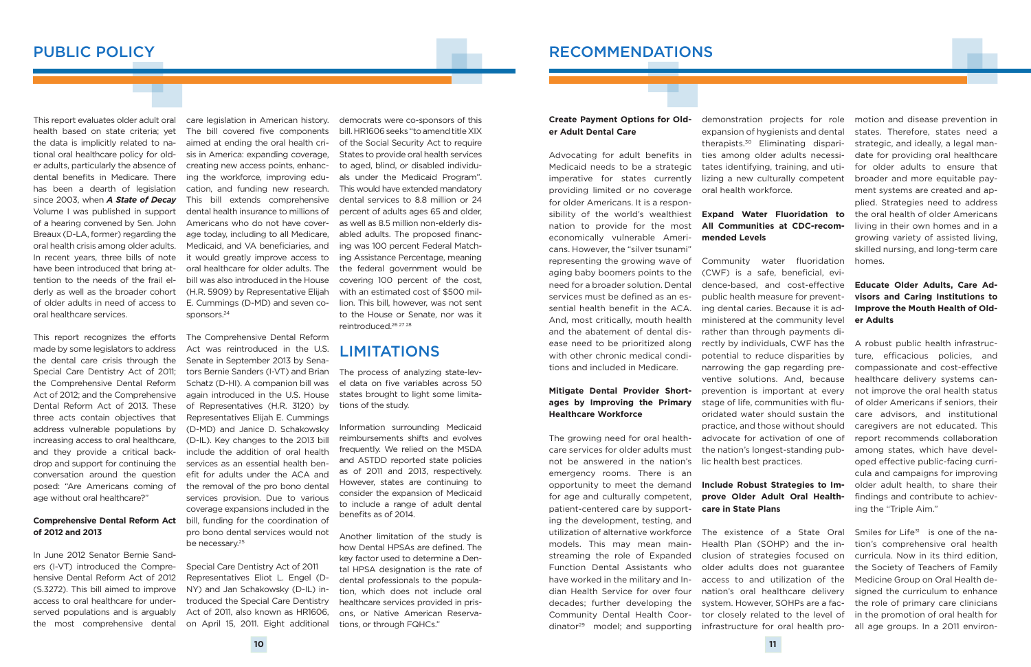## PUBLIC POLICY

This report evaluates older adult oral health based on state criteria; yet the data is implicitly related to national oral healthcare policy for older adults, particularly the absence of dental benefits in Medicare. There has been a dearth of legislation since 2003, when ***A State of Decay*** Volume I was published in support of a hearing convened by Sen. John Breaux (D-LA, former) regarding the oral health crisis among older adults. In recent years, three bills of note have been introduced that bring attention to the needs of the frail elderly as well as the broader cohort of older adults in need of access to oral healthcare services.

This report recognizes the efforts made by some legislators to address the dental care crisis through the Special Care Dentistry Act of 2011; the Comprehensive Dental Reform Act of 2012; and the Comprehensive Dental Reform Act of 2013. These three acts contain objectives that address vulnerable populations by increasing access to oral healthcare, and they provide a critical backdrop and support for continuing the conversation around the question posed: "Are Americans coming of age without oral healthcare?"

### Comprehensive Dental Reform Act of 2012 and 2013

In June 2012 Senator Bernie Sanders (I-VT) introduced the Comprehensive Dental Reform Act of 2012 (S.3272). This bill aimed to improve access to oral healthcare for underserved populations and is arguably the most comprehensive dental care legislation in American history. The bill covered five components aimed at ending the oral health crisis in America: expanding coverage, creating new access points, enhancing the workforce, improving education, and funding new research. This bill extends comprehensive dental health insurance to millions of Americans who do not have coverage today, including to all Medicare, Medicaid, and VA beneficiaries, and it would greatly improve access to oral healthcare for older adults. The bill was also introduced in the House (H.R. 5909) by Representative Elijah E. Cummings (D-MD) and seven co-sponsors.[24]

The Comprehensive Dental Reform Act was reintroduced in the U.S. Senate in September 2013 by Senators Bernie Sanders (I-VT) and Brian Schatz (D-HI). A companion bill was again introduced in the U.S. House of Representatives (H.R. 3120) by Representatives Elijah E. Cummings (D-MD) and Janice D. Schakowsky (D-IL). Key changes to the 2013 bill include the addition of oral health services as an essential health benefit for adults under the ACA and the removal of the pro bono dental services provision. Due to various coverage expansions included in the bill, funding for the coordination of pro bono dental services would not be necessary.[25]

Special Care Dentistry Act of 2011 Representatives Eliot L. Engel (D-NY) and Jan Schakowsky (D-IL) introduced the Special Care Dentistry Act of 2011, also known as HR1606, on April 15, 2011. Eight additional democrats were co-sponsors of this bill. HR1606 seeks "to amend title XIX of the Social Security Act to require States to provide oral health services to aged, blind, or disabled individuals under the Medicaid Program". This would have extended mandatory dental services to 8.8 million or 24 percent of adults ages 65 and older, as well as 8.5 million non-elderly disabled adults. The proposed financing was 100 percent Federal Matching Assistance Percentage, meaning the federal government would be covering 100 percent of the cost, with an estimated cost of $500 million. This bill, however, was not sent to the House or Senate, nor was it reintroduced.[26,27,28]

## LIMITATIONS

The process of analyzing state-level data on five variables across 50 states brought to light some limitations of the study.

Information surrounding Medicaid reimbursements shifts and evolves frequently. We relied on the MSDA and ASTDD reported state policies as of 2011 and 2013, respectively. However, states are continuing to consider the expansion of Medicaid to include a range of adult dental benefits as of 2014.

Another limitation of the study is how Dental HPSAs are defined. The key factor used to determine a Dental HPSA designation is the rate of dental professionals to the population, which does not include oral healthcare services provided in prisons, or Native American Reservations, or through FQHCs."

## RECOMMENDATIONS

### Create Payment Options for Older Adult Dental Care

Advocating for adult benefits in Medicaid needs to be a strategic imperative for states currently providing limited or no coverage for older Americans. It is a responsibility of the world's wealthiest nation to provide for the most economically vulnerable Americans. However, the "silver tsunami" representing the growing wave of aging baby boomers points to the need for a broader solution. Dental services must be defined as an essential health benefit in the ACA. And, most critically, mouth health and the abatement of dental disease need to be prioritized along with other chronic medical conditions and included in Medicare.

### Mitigate Dental Provider Shortages by Improving the Primary Healthcare Workforce

The growing need for oral healthcare services for older adults must not be answered in the nation's emergency rooms. There is an opportunity to meet the demand for age and culturally competent, patient-centered care by supporting the development, testing, and utilization of alternative workforce models. This may mean mainstreaming the role of Expanded Function Dental Assistants who have worked in the military and Indian Health Service for over four decades; further developing the Community Dental Health Coordinator[29] model; and supporting demonstration projects for role expansion of hygienists and dental therapists.[30] Eliminating disparities among older adults necessitates identifying, training, and utilizing a new culturally competent oral health workforce.

### Expand Water Fluoridation to All Communities at CDC-recommended Levels

Community water fluoridation (CWF) is a safe, beneficial, evidence-based, and cost-effective public health measure for preventing dental caries. Because it is administered at the community level rather than through payments directly by individuals, CWF has the potential to reduce disparities by narrowing the gap regarding preventive solutions. And, because prevention is important at every stage of life, communities with fluoridated water should sustain the practice, and those without should advocate for activation of one of the nation's longest-standing public health best practices.

### Include Robust Strategies to Improve Older Adult Oral Healthcare in State Plans

The existence of a State Oral Health Plan (SOHP) and the inclusion of strategies focused on older adults does not guarantee access to and utilization of the nation's oral healthcare delivery system. However, SOHPs are a factor closely related to the level of infrastructure for oral health promotion and disease prevention in states. Therefore, states need a strategic, and ideally, a legal mandate for providing oral healthcare for older adults to ensure that broader and more equitable payment systems are created and applied. Strategies need to address the oral health of older Americans living in their own homes and in a growing variety of assisted living, skilled nursing, and long-term care homes.

### Educate Older Adults, Care Advisors and Caring Institutions to Improve the Mouth Health of Older Adults

A robust public health infrastructure, efficacious policies, and compassionate and cost-effective healthcare delivery systems cannot improve the oral health status of older Americans if seniors, their care advisors, and institutional caregivers are not educated. This report recommends collaboration among states, which have developed effective public-facing curricula and campaigns for improving older adult health, to share their findings and contribute to achieving the "Triple Aim."

Smiles for Life[31] is one of the nation's comprehensive oral health curricula. Now in its third edition, the Society of Teachers of Family Medicine Group on Oral Health designed the curriculum to enhance the role of primary care clinicians in the promotion of oral health for all age groups. In a 2011 environ-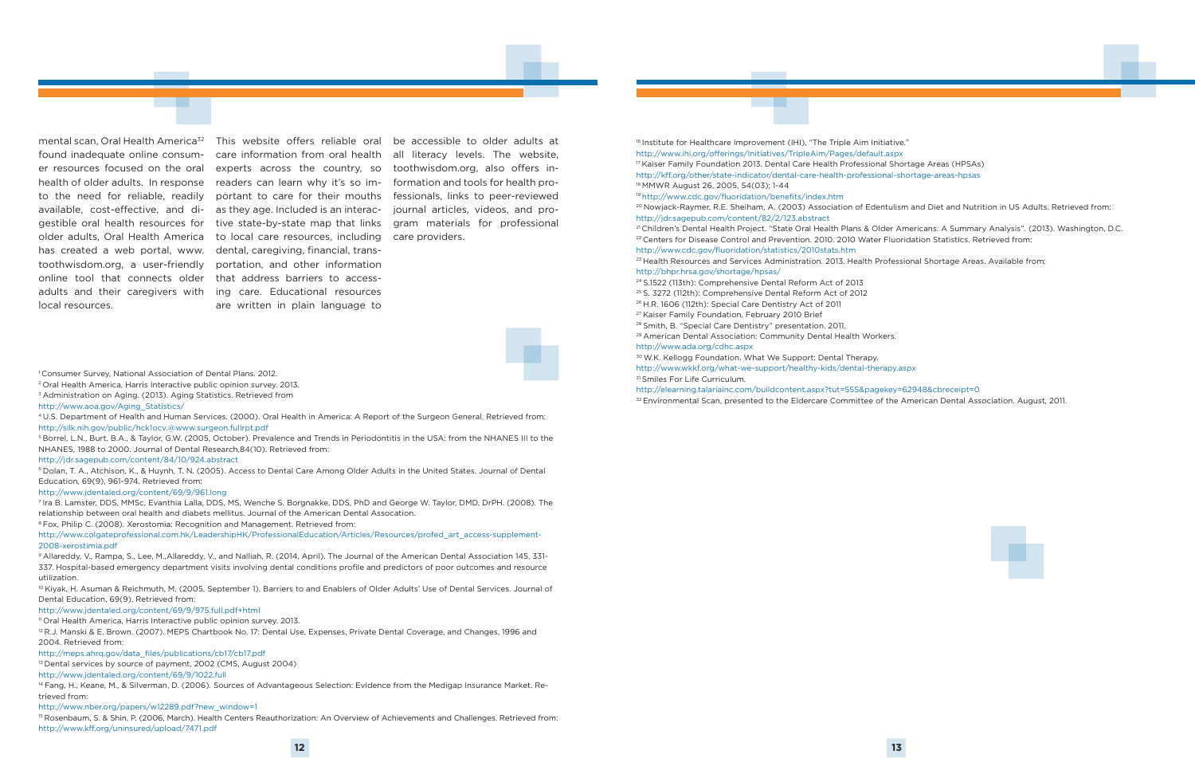mental scan, Oral Health America[32] found inadequate online consumer resources focused on the oral health of older adults. In response to the need for reliable, readily available, cost-effective, and digestible oral health resources for older adults, Oral Health America has created a web portal, www.toothwisdom.org, a user-friendly online tool that connects older adults and their caregivers with local resources.

This website offers reliable oral care information from oral health experts across the country, so readers can learn why it's so important to care for their mouths as they age. Included is an interactive state-by-state map that links to local care resources, including dental, caregiving, financial, transportation, and other information that address barriers to accessing care. Educational resources are written in plain language to be accessible to older adults at all literacy levels. The website, toothwisdom.org, also offers information and tools for health professionals, links to peer-reviewed journal articles, videos, and program materials for professional care providers.

[1] Consumer Survey, National Association of Dental Plans. 2012.
[2] Oral Health America, Harris Interactive public opinion survey. 2013.
[3] Administration on Aging. (2013). Aging Statistics. Retrieved from
http://www.aoa.gov/Aging_Statistics/
[4] U.S. Department of Health and Human Services. (2000). Oral Health in America: A Report of the Surgeon General. Retrieved from: http://silk.nih.gov/public/hck1ocv.@www.surgeon.fullrpt.pdf
[5] Borrel, L.N., Burt, B.A., & Taylor, G.W. (2005, October). Prevalence and Trends in Periodontitis in the USA: from the NHANES III to the NHANES, 1988 to 2000. Journal of Dental Research,84(10). Retrieved from:
http://jdr.sagepub.com/content/84/10/924.abstract
[6] Dolan, T. A., Atchison, K., & Huynh, T. N. (2005). Access to Dental Care Among Older Adults in the United States. Journal of Dental Education, 69(9), 961-974. Retrieved from:
http://www.jdentaled.org/content/69/9/961.long
[7] Ira B. Lamster, DDS, MMSc, Evanthia Lalla, DDS, MS, Wenche S. Borgnakke, DDS, PhD and George W. Taylor, DMD, DrPH. (2008). The relationship between oral health and diabets mellitus. Journal of the American Dental Assocation.
[8] Fox, Philip C. (2008). Xerostomia: Recognition and Management. Retrieved from:
http://www.colgateprofessional.com.hk/LeadershipHK/ProfessionalEducation/Articles/Resources/profed_art_access-supplement-2008-xerostimia.pdf
[9] Allareddy, V., Rampa, S., Lee, M.,Allareddy, V., and Nalliah, R. (2014, April). The Journal of the American Dental Association 145, 331-337. Hospital-based emergency department visits involving dental conditions profile and predictors of poor outcomes and resource utilization.
[10] Kiyak, H. Asuman & Reichmuth, M. (2005, September 1). Barriers to and Enablers of Older Adults' Use of Dental Services. Journal of Dental Education, 69(9). Retrieved from:
http://www.jdentaled.org/content/69/9/975.full.pdf+html
[11] Oral Health America, Harris Interactive public opinion survey. 2013.
[12] R.J. Manski & E. Brown. (2007). MEPS Chartbook No. 17: Dental Use, Expenses, Private Dental Coverage, and Changes, 1996 and 2004. Retrieved from:
http://meps.ahrq.gov/data_files/publications/cb17/cb17.pdf
[13] Dental services by source of payment, 2002 (CMS, August 2004)
http://www.jdentaled.org/content/69/9/1022.full
[14] Fang, H., Keane, M., & Silverman, D. (2006). Sources of Advantageous Selection: Evidence from the Medigap Insurance Market. Retrieved from:
http://www.nber.org/papers/w12289.pdf?new_window=1
[15] Rosenbaum, S. & Shin, P. (2006, March). Health Centers Reauthorization: An Overview of Achievements and Challenges. Retrieved from: http://www.kff.org/uninsured/upload/7471.pdf
[16] Institute for Healthcare Improvement (IHI), "The Triple Aim Initiative."
http://www.ihi.org/offerings/Initiatives/TripleAim/Pages/default.aspx
[17] Kaiser Family Foundation 2013. Dental Care Health Professional Shortage Areas (HPSAs)
http://kff.org/other/state-indicator/dental-care-health-professional-shortage-areas-hpsas
[18] MMWR August 26, 2005, 54(03); 1-44
[19] http://www.cdc.gov/fluoridation/benefits/index.htm
[20] Nowjack-Raymer, R.E. Sheiham, A. (2003) Association of Edentulism and Diet and Nutrition in US Adults. Retrieved from:
http://jdr.sagepub.com/content/82/2/123.abstract
[21] Children's Dental Health Project. "State Oral Health Plans & Older Americans: A Summary Analysis". (2013). Washington, D.C.
[22] Centers for Disease Control and Prevention. 2010. 2010 Water Fluoridation Statistics. Retrieved from:
http://www.cdc.gov/fluoridation/statistics/2010stats.htm
[23] Health Resources and Services Administration. 2013. Health Professional Shortage Areas. Available from:
http://bhpr.hrsa.gov/shortage/hpsas/
[24] S.1522 (113th): Comprehensive Dental Reform Act of 2013
[25] S. 3272 (112th): Comprehensive Dental Reform Act of 2012
[26] H.R. 1606 (112th): Special Care Dentistry Act of 2011
[27] Kaiser Family Foundation, February 2010 Brief
[28] Smith, B. "Special Care Dentistry" presentation. 2011.
[29] American Dental Association: Community Dental Health Workers.
http://www.ada.org/cdhc.aspx
[30] W.K. Kellogg Foundation. What We Support: Dental Therapy.
http://www.wkkf.org/what-we-support/healthy-kids/dental-therapy.aspx
[31] Smiles For Life Curriculum.
http://elearning.talariainc.com/buildcontent.aspx?tut=555&pagekey=62948&cbreceipt=0
[32] Environmental Scan, presented to the Eldercare Committee of the American Dental Association. August, 2011.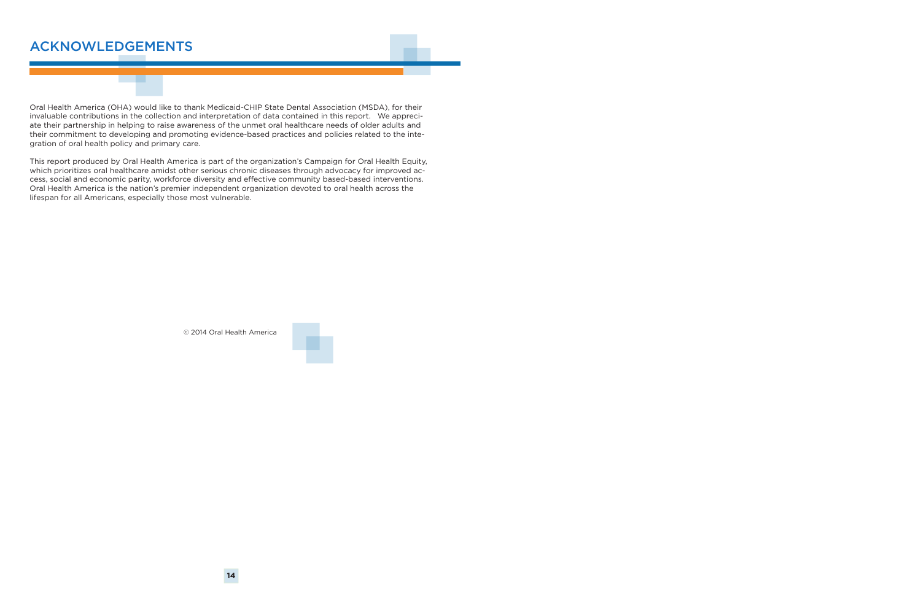# ACKNOWLEDGEMENTS

Oral Health America (OHA) would like to thank Medicaid-CHIP State Dental Association (MSDA), for their invaluable contributions in the collection and interpretation of data contained in this report.  We appreciate their partnership in helping to raise awareness of the unmet oral healthcare needs of older adults and their commitment to developing and promoting evidence-based practices and policies related to the integration of oral health policy and primary care.

This report produced by Oral Health America is part of the organization's Campaign for Oral Health Equity, which prioritizes oral healthcare amidst other serious chronic diseases through advocacy for improved access, social and economic parity, workforce diversity and effective community based-based interventions. Oral Health America is the nation's premier independent organization devoted to oral health across the lifespan for all Americans, especially those most vulnerable.

© 2014 Oral Health America